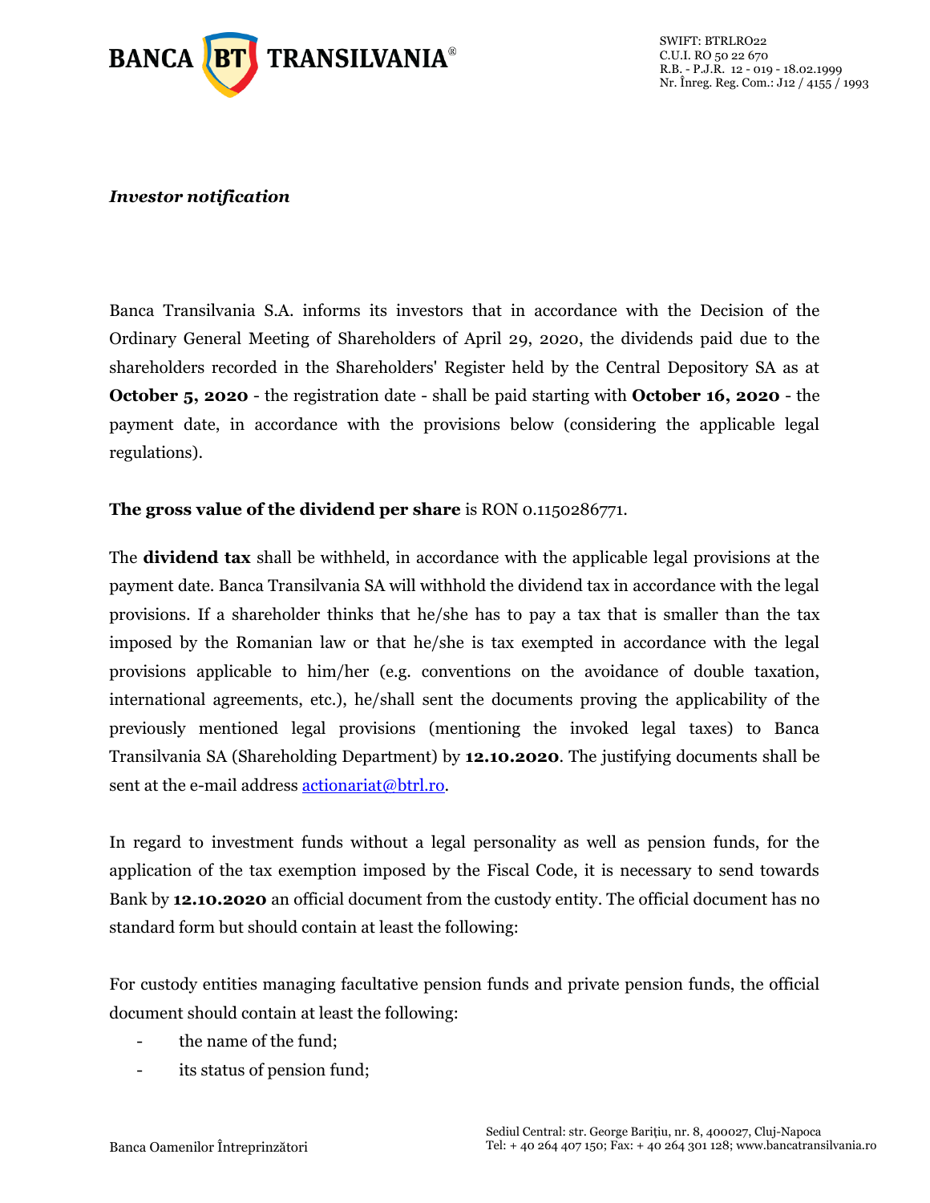*Investor notification*

Banca Transilvania S.A. informs its investors that in accordance with the Decision of the Ordinary General Meeting of Shareholders of April 29, 2020, the dividends paid due to the shareholders recorded in the Shareholders' Register held by the Central Depository SA as at **October 5, 2020** - the registration date - shall be paid starting with **October 16, 2020** - the payment date, in accordance with the provisions below (considering the applicable legal regulations).

**The gross value of the dividend per share** is RON 0.1150286771.

The **dividend tax** shall be withheld, in accordance with the applicable legal provisions at the payment date. Banca Transilvania SA will withhold the dividend tax in accordance with the legal provisions. If a shareholder thinks that he/she has to pay a tax that is smaller than the tax imposed by the Romanian law or that he/she is tax exempted in accordance with the legal provisions applicable to him/her (e.g. conventions on the avoidance of double taxation, international agreements, etc.), he/shall sent the documents proving the applicability of the previously mentioned legal provisions (mentioning the invoked legal taxes) to Banca Transilvania SA (Shareholding Department) by **12.10.2020**. The justifying documents shall be sent at the e-mail address actionariat@btrl.ro.

In regard to investment funds without a legal personality as well as pension funds, for the application of the tax exemption imposed by the Fiscal Code, it is necessary to send towards Bank by **12.10.2020** an official document from the custody entity. The official document has no standard form but should contain at least the following:

For custody entities managing facultative pension funds and private pension funds, the official document should contain at least the following:

- the name of the fund;
- its status of pension fund;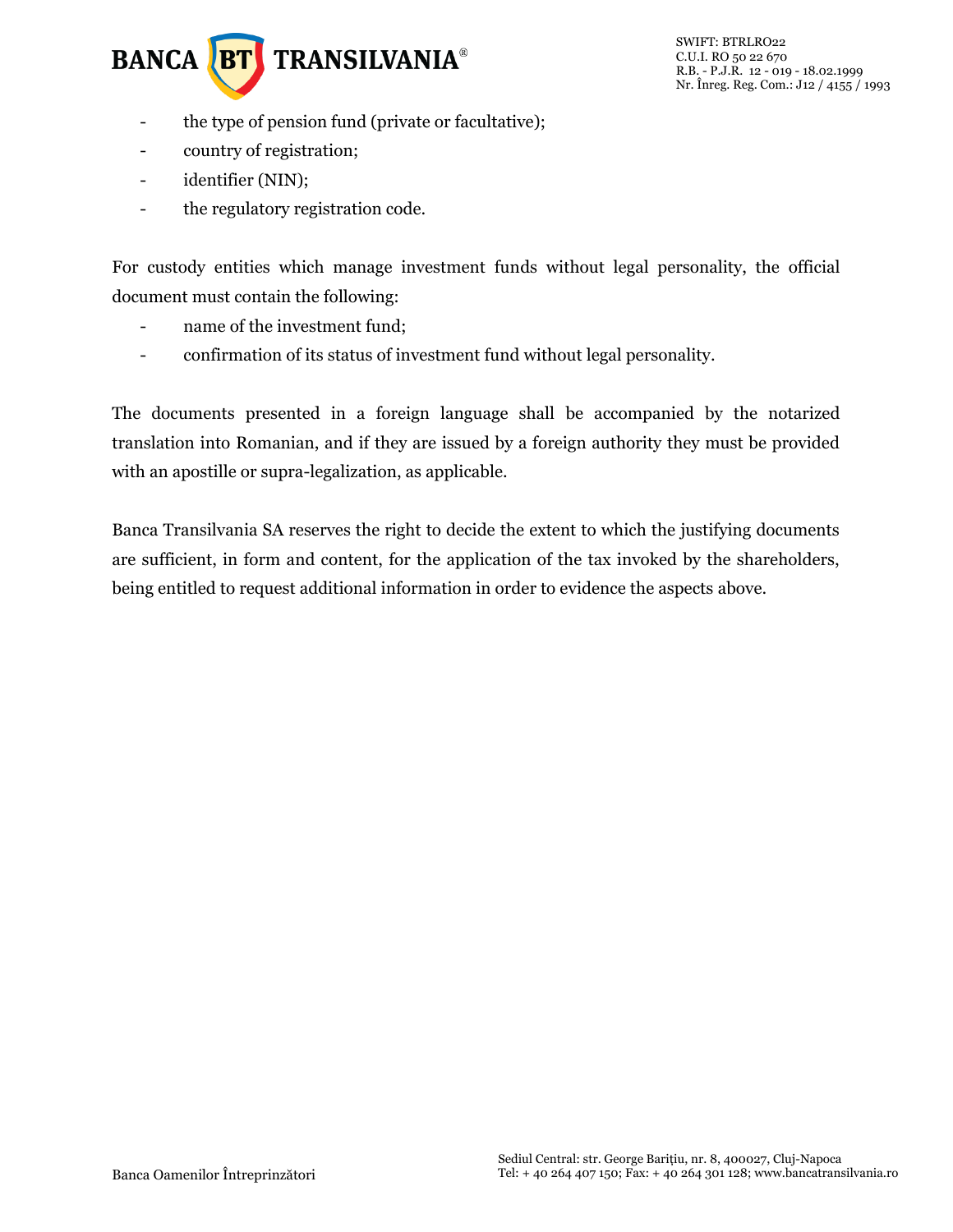- the type of pension fund (private or facultative);
- country of registration;
- identifier (NIN);
- the regulatory registration code.

For custody entities which manage investment funds without legal personality, the official document must contain the following:

- name of the investment fund;
- confirmation of its status of investment fund without legal personality.

The documents presented in a foreign language shall be accompanied by the notarized translation into Romanian, and if they are issued by a foreign authority they must be provided with an apostille or supra-legalization, as applicable.

Banca Transilvania SA reserves the right to decide the extent to which the justifying documents are sufficient, in form and content, for the application of the tax invoked by the shareholders, being entitled to request additional information in order to evidence the aspects above.